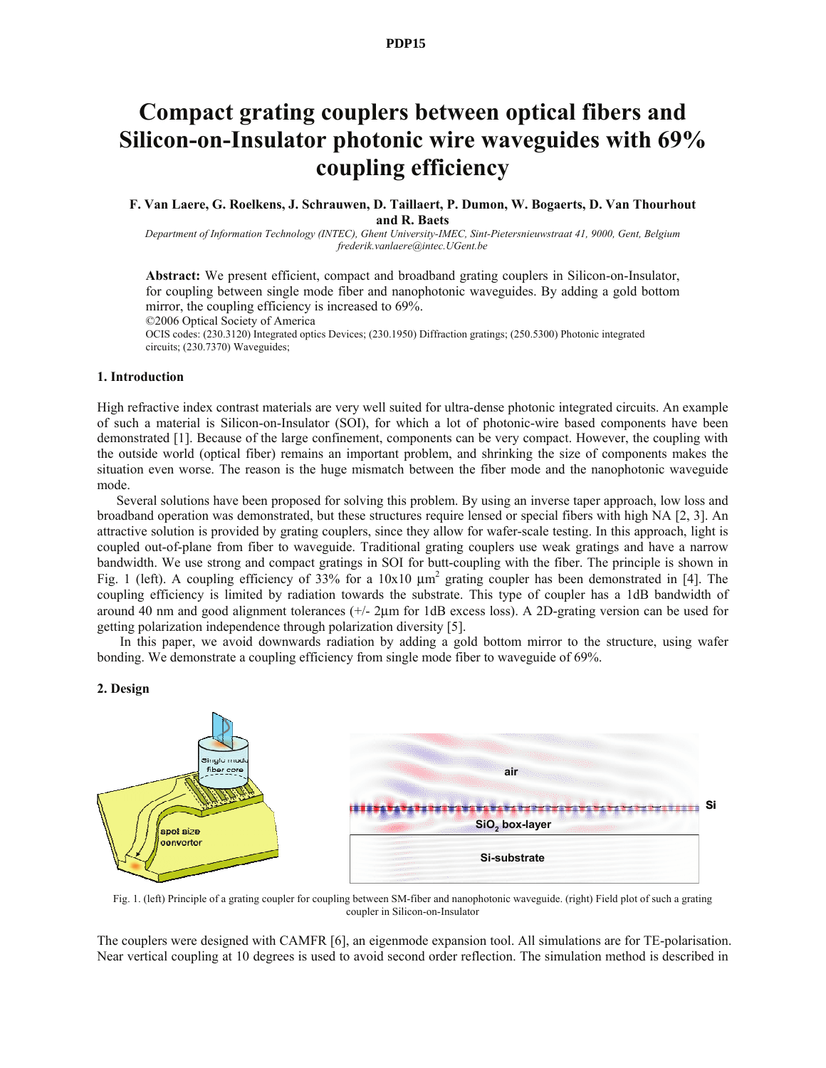# Compact grating couplers between optical fibers and Silicon-on-Insulator photonic wire waveguides with 69% coupling efficiency

**F. Van Laere, G. Roelkens, J. Schrauwen, D. Taillaert, P. Dumon, W. Bogaerts, D. Van Thourhout and R. Baets**

*Department of Information Technology (INTEC), Ghent University-IMEC, Sint-Pietersnieuwstraat 41, 9000, Gent, Belgium*
*frederik.vanlaere@intec.UGent.be*

**Abstract:** We present efficient, compact and broadband grating couplers in Silicon-on-Insulator, for coupling between single mode fiber and nanophotonic waveguides. By adding a gold bottom mirror, the coupling efficiency is increased to 69%.

©2006 Optical Society of America

OCIS codes: (230.3120) Integrated optics Devices; (230.1950) Diffraction gratings; (250.5300) Photonic integrated circuits; (230.7370) Waveguides;

## 1. Introduction

High refractive index contrast materials are very well suited for ultra-dense photonic integrated circuits. An example of such a material is Silicon-on-Insulator (SOI), for which a lot of photonic-wire based components have been demonstrated [1]. Because of the large confinement, components can be very compact. However, the coupling with the outside world (optical fiber) remains an important problem, and shrinking the size of components makes the situation even worse. The reason is the huge mismatch between the fiber mode and the nanophotonic waveguide mode.

Several solutions have been proposed for solving this problem. By using an inverse taper approach, low loss and broadband operation was demonstrated, but these structures require lensed or special fibers with high NA [2, 3]. An attractive solution is provided by grating couplers, since they allow for wafer-scale testing. In this approach, light is coupled out-of-plane from fiber to waveguide. Traditional grating couplers use weak gratings and have a narrow bandwidth. We use strong and compact gratings in SOI for butt-coupling with the fiber. The principle is shown in Fig. 1 (left). A coupling efficiency of 33% for a 10x10 $\mu m^2$ grating coupler has been demonstrated in [4]. The coupling efficiency is limited by radiation towards the substrate. This type of coupler has a 1dB bandwidth of around 40 nm and good alignment tolerances (+/- 2µm for 1dB excess loss). A 2D-grating version can be used for getting polarization independence through polarization diversity [5].

In this paper, we avoid downwards radiation by adding a gold bottom mirror to the structure, using wafer bonding. We demonstrate a coupling efficiency from single mode fiber to waveguide of 69%.

## 2. Design

Fig. 1. (left) Principle of a grating coupler for coupling between SM-fiber and nanophotonic waveguide. (right) Field plot of such a grating coupler in Silicon-on-Insulator

The couplers were designed with CAMFR [6], an eigenmode expansion tool. All simulations are for TE-polarisation. Near vertical coupling at 10 degrees is used to avoid second order reflection. The simulation method is described in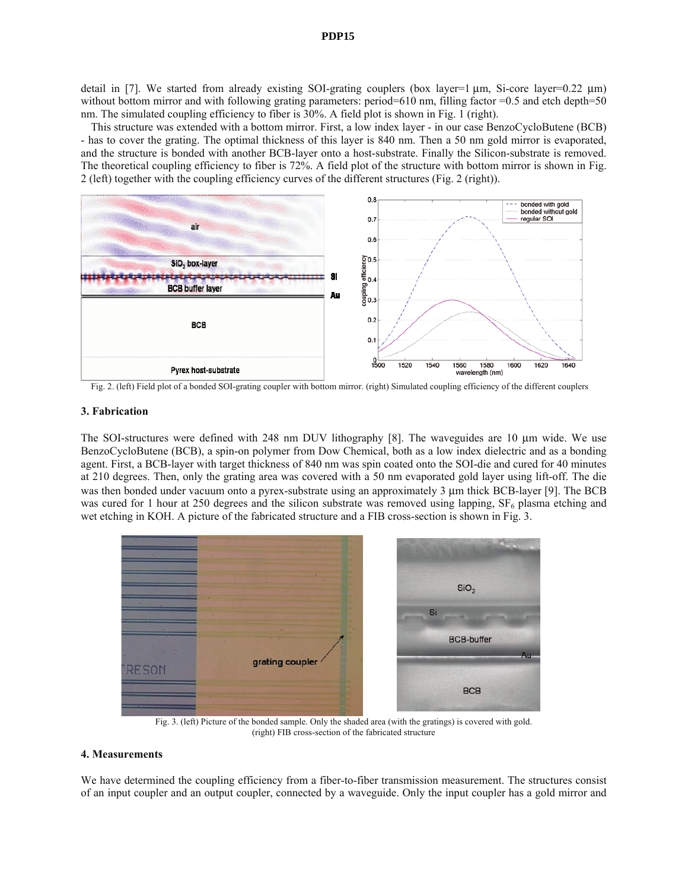detail in [7]. We started from already existing SOI-grating couplers (box layer=1 μm, Si-core layer=0.22 μm) without bottom mirror and with following grating parameters: period=610 nm, filling factor =0.5 and etch depth=50 nm. The simulated coupling efficiency to fiber is 30%. A field plot is shown in Fig. 1 (right).

This structure was extended with a bottom mirror. First, a low index layer - in our case BenzoCycloButene (BCB) - has to cover the grating. The optimal thickness of this layer is 840 nm. Then a 50 nm gold mirror is evaporated, and the structure is bonded with another BCB-layer onto a host-substrate. Finally the Silicon-substrate is removed. The theoretical coupling efficiency to fiber is 72%. A field plot of the structure with bottom mirror is shown in Fig. 2 (left) together with the coupling efficiency curves of the different structures (Fig. 2 (right)).

Fig. 2. (left) Field plot of a bonded SOI-grating coupler with bottom mirror. (right) Simulated coupling efficiency of the different couplers

### 3. Fabrication

The SOI-structures were defined with 248 nm DUV lithography [8]. The waveguides are 10 μm wide. We use BenzoCycloButene (BCB), a spin-on polymer from Dow Chemical, both as a low index dielectric and as a bonding agent. First, a BCB-layer with target thickness of 840 nm was spin coated onto the SOI-die and cured for 40 minutes at 210 degrees. Then, only the grating area was covered with a 50 nm evaporated gold layer using lift-off. The die was then bonded under vacuum onto a pyrex-substrate using an approximately 3 μm thick BCB-layer [9]. The BCB was cured for 1 hour at 250 degrees and the silicon substrate was removed using lapping, $SF_6$ plasma etching and wet etching in KOH. A picture of the fabricated structure and a FIB cross-section is shown in Fig. 3.

Fig. 3. (left) Picture of the bonded sample. Only the shaded area (with the gratings) is covered with gold. (right) FIB cross-section of the fabricated structure

### 4. Measurements

We have determined the coupling efficiency from a fiber-to-fiber transmission measurement. The structures consist of an input coupler and an output coupler, connected by a waveguide. Only the input coupler has a gold mirror and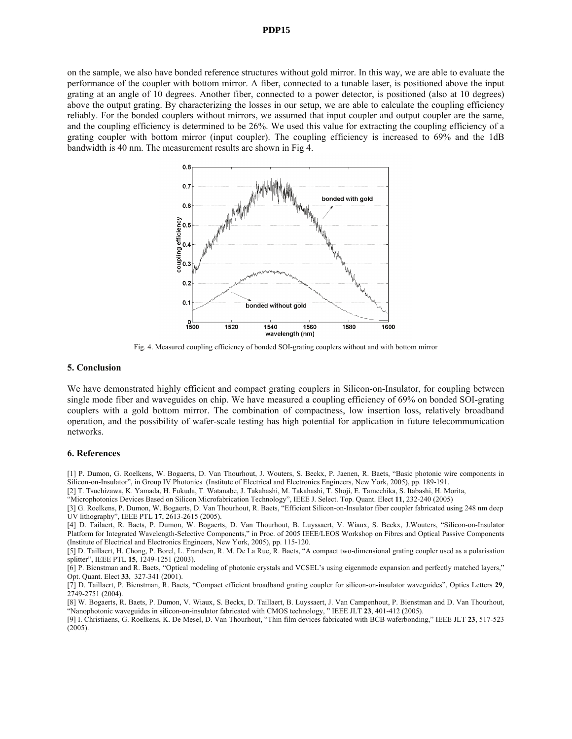on the sample, we also have bonded reference structures without gold mirror. In this way, we are able to evaluate the performance of the coupler with bottom mirror. A fiber, connected to a tunable laser, is positioned above the input grating at an angle of 10 degrees. Another fiber, connected to a power detector, is positioned (also at 10 degrees) above the output grating. By characterizing the losses in our setup, we are able to calculate the coupling efficiency reliably. For the bonded couplers without mirrors, we assumed that input coupler and output coupler are the same, and the coupling efficiency is determined to be 26%. We used this value for extracting the coupling efficiency of a grating coupler with bottom mirror (input coupler). The coupling efficiency is increased to 69% and the 1dB bandwidth is 40 nm. The measurement results are shown in Fig 4.

coupling efficiency
0.8
0.7
0.6
0.5
0.4
0.3
0.2
0.1
0
1500
1520
1540
1560
1580
1600
wavelength (nm)
bonded with gold
bonded without gold

Fig. 4. Measured coupling efficiency of bonded SOI-grating couplers without and with bottom mirror

## 5. Conclusion

We have demonstrated highly efficient and compact grating couplers in Silicon-on-Insulator, for coupling between single mode fiber and waveguides on chip. We have measured a coupling efficiency of 69% on bonded SOI-grating couplers with a gold bottom mirror. The combination of compactness, low insertion loss, relatively broadband operation, and the possibility of wafer-scale testing has high potential for application in future telecommunication networks.

## 6. References

[1] P. Dumon, G. Roelkens, W. Bogaerts, D. Van Thourhout, J. Wouters, S. Beckx, P. Jaenen, R. Baets, "Basic photonic wire components in Silicon-on-Insulator", in Group IV Photonics (Institute of Electrical and Electronics Engineers, New York, 2005), pp. 189-191.

[2] T. Tsuchizawa, K. Yamada, H. Fukuda, T. Watanabe, J. Takahashi, M. Takahashi, T. Shoji, E. Tamechika, S. Itabashi, H. Morita, "Microphotonics Devices Based on Silicon Microfabrication Technology", IEEE J. Select. Top. Quant. Elect **11**, 232-240 (2005)

[3] G. Roelkens, P. Dumon, W. Bogaerts, D. Van Thourhout, R. Baets, "Efficient Silicon-on-Insulator fiber coupler fabricated using 248 nm deep UV lithography", IEEE PTL **17**, 2613-2615 (2005).

[4] D. Tailaert, R. Baets, P. Dumon, W. Bogaerts, D. Van Thourhout, B. Luyssaert, V. Wiaux, S. Beckx, J.Wouters, "Silicon-on-Insulator Platform for Integrated Wavelength-Selective Components," in Proc. of 2005 IEEE/LEOS Workshop on Fibres and Optical Passive Components (Institute of Electrical and Electronics Engineers, New York, 2005), pp. 115-120.

[5] D. Taillaert, H. Chong, P. Borel, L. Frandsen, R. M. De La Rue, R. Baets, "A compact two-dimensional grating coupler used as a polarisation splitter", IEEE PTL **15**, 1249-1251 (2003).

[6] P. Bienstman and R. Baets, "Optical modeling of photonic crystals and VCSEL's using eigenmode expansion and perfectly matched layers," Opt. Quant. Elect **33**, 327-341 (2001).

[7] D. Taillaert, P. Bienstman, R. Baets, "Compact efficient broadband grating coupler for silicon-on-insulator waveguides", Optics Letters **29**, 2749-2751 (2004).

[8] W. Bogaerts, R. Baets, P. Dumon, V. Wiaux, S. Beckx, D. Taillaert, B. Luyssaert, J. Van Campenhout, P. Bienstman and D. Van Thourhout, "Nanophotonic waveguides in silicon-on-insulator fabricated with CMOS technology, " IEEE JLT **23**, 401-412 (2005).

[9] I. Christiaens, G. Roelkens, K. De Mesel, D. Van Thourhout, "Thin film devices fabricated with BCB waferbonding," IEEE JLT **23**, 517-523 (2005).